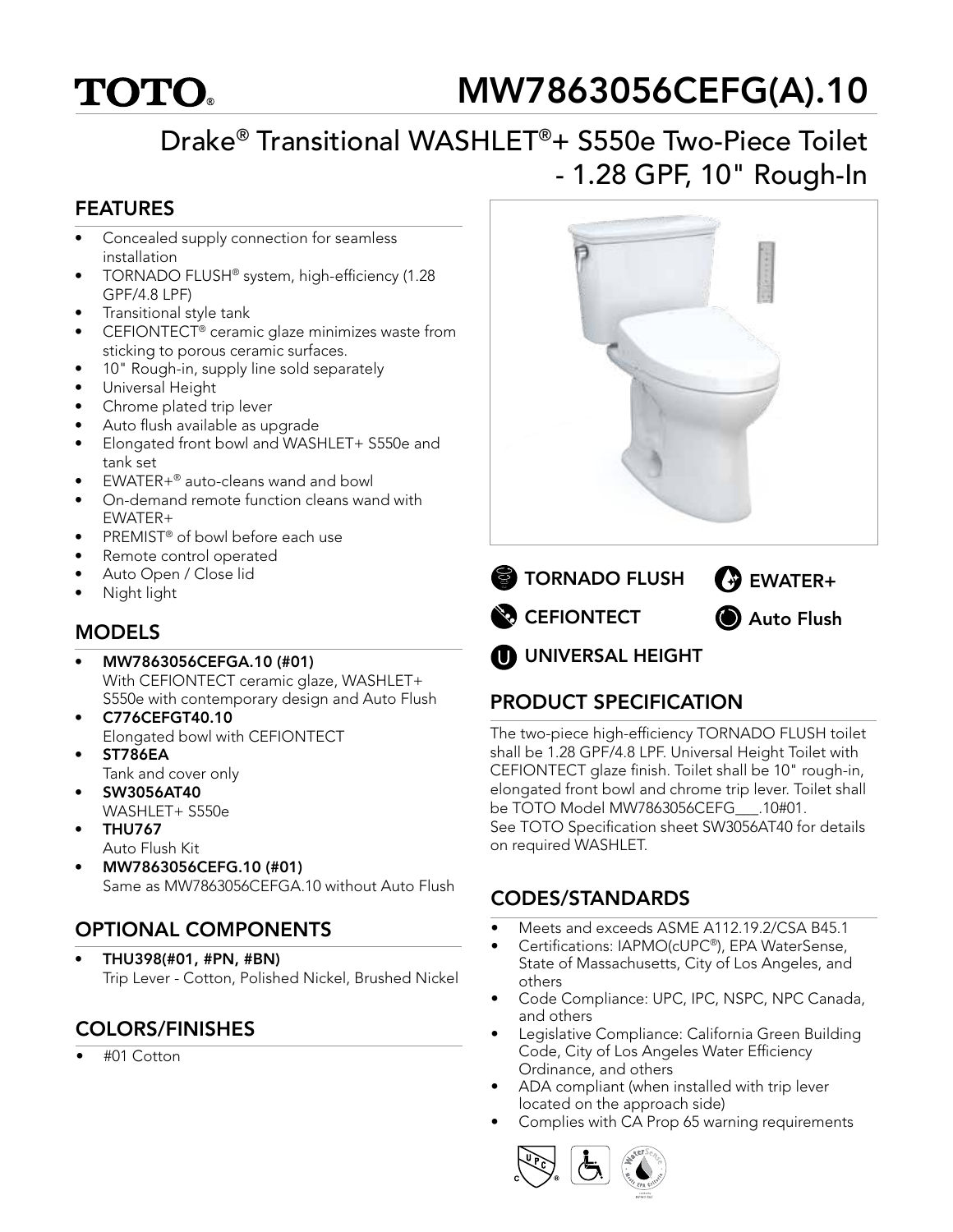# TOTO®

# MW7863056CEFG(A).10

## Drake® Transitional WASHLET®+ S550e Two-Piece Toilet - 1.28 GPF, 10" Rough-In

## FEATURES

- Concealed supply connection for seamless installation
- TORNADO FLUSH® system, high-efficiency (1.28 GPF/4.8 LPF)
- Transitional style tank
- CEFIONTECT® ceramic glaze minimizes waste from sticking to porous ceramic surfaces.
- 10" Rough-in, supply line sold separately
- Universal Height
- Chrome plated trip lever
- Auto flush available as upgrade
- Elongated front bowl and WASHLET+ S550e and tank set
- EWATER+® auto-cleans wand and bowl
- On-demand remote function cleans wand with EWATER+
- PREMIST® of bowl before each use
- Remote control operated
- Auto Open / Close lid
- Night light

TORNADO FLUSH

EWATER+

CEFIONTECT

Auto Flush

UNIVERSAL HEIGHT

## MODELS

- **MW7863056CEFGA.10 (#01)**
  With CEFIONTECT ceramic glaze, WASHLET+ S550e with contemporary design and Auto Flush
- **C776CEFGT40.10**
  Elongated bowl with CEFIONTECT
- **ST786EA**
  Tank and cover only
- **SW3056AT40**
  WASHLET+ S550e
- **THU767**
  Auto Flush Kit
- **MW7863056CEFG.10 (#01)**
  Same as MW7863056CEFGA.10 without Auto Flush

## OPTIONAL COMPONENTS

- **THU398(#01, #PN, #BN)**
  Trip Lever - Cotton, Polished Nickel, Brushed Nickel

## COLORS/FINISHES

- #01 Cotton

## PRODUCT SPECIFICATION

The two-piece high-efficiency TORNADO FLUSH toilet shall be 1.28 GPF/4.8 LPF. Universal Height Toilet with CEFIONTECT glaze finish. Toilet shall be 10" rough-in, elongated front bowl and chrome trip lever. Toilet shall be TOTO Model MW7863056CEFG___.10#01.
See TOTO Specification sheet SW3056AT40 for details on required WASHLET.

## CODES/STANDARDS

- Meets and exceeds ASME A112.19.2/CSA B45.1
- Certifications: IAPMO(cUPC®), EPA WaterSense, State of Massachusetts, City of Los Angeles, and others
- Code Compliance: UPC, IPC, NSPC, NPC Canada, and others
- Legislative Compliance: California Green Building Code, City of Los Angeles Water Efficiency Ordinance, and others
- ADA compliant (when installed with trip lever located on the approach side)
- Complies with CA Prop 65 warning requirements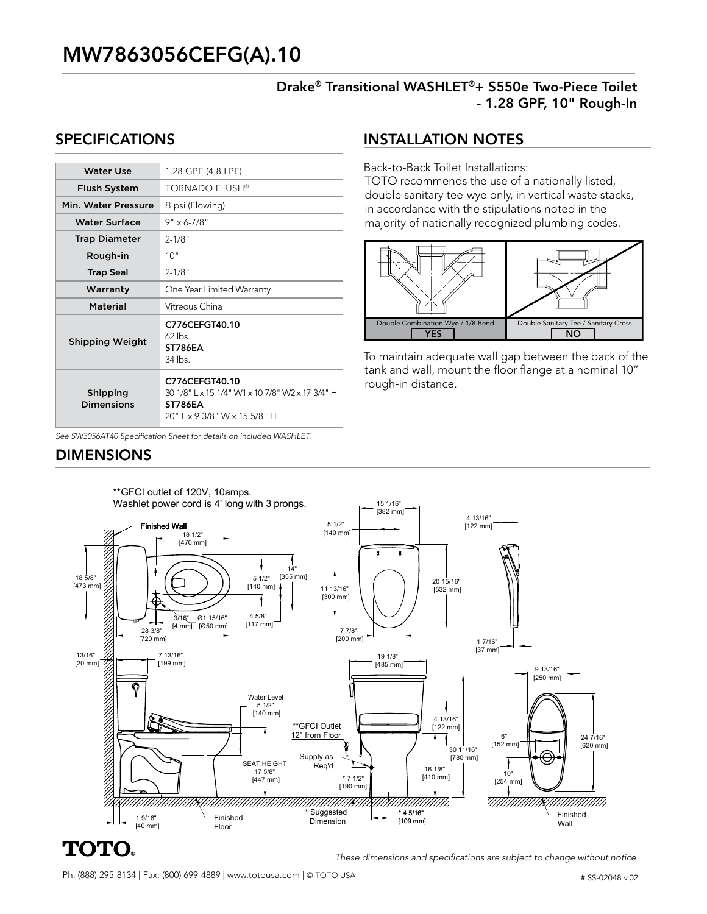# MW7863056CEFG(A).10

### Drake® Transitional WASHLET®+ S550e Two-Piece Toilet - 1.28 GPF, 10" Rough-In

## SPECIFICATIONS

| | |
|---|---|
| Water Use | 1.28 GPF (4.8 LPF) |
| Flush System | TORNADO FLUSH® |
| Min. Water Pressure | 8 psi (Flowing) |
| Water Surface | 9" x 6-7/8" |
| Trap Diameter | 2-1/8" |
| Rough-in | 10" |
| Trap Seal | 2-1/8" |
| Warranty | One Year Limited Warranty |
| Material | Vitreous China |
| Shipping Weight | **C776CEFGT40.10** 62 lbs. **ST786EA** 34 lbs. |
| Shipping Dimensions | **C776CEFGT40.10** 30-1/8" L x 15-1/4" W1 x 10-7/8" W2 x 17-3/4" H **ST786EA** 20" L x 9-3/8" W x 15-5/8" H |

*See SW3056AT40 Specification Sheet for details on included WASHLET.*

## INSTALLATION NOTES

Back-to-Back Toilet Installations:
TOTO recommends the use of a nationally listed, double sanitary tee-wye only, in vertical waste stacks, in accordance with the stipulations noted in the majority of nationally recognized plumbing codes.

Double Combination Wye / 1/8 Bend
YES

Double Sanitary Tee / Sanitary Cross
NO

To maintain adequate wall gap between the back of the tank and wall, mount the floor flange at a nominal 10" rough-in distance.

## DIMENSIONS

**GFCI outlet of 120V, 10amps.
Washlet power cord is 4' long with 3 prongs.

Finished Wall
18 1/2" [470 mm]
18 5/8" [473 mm]
14" [355 mm]
5 1/2" [140 mm]
3/16" [4 mm]
Ø1 15/16" [Ø50 mm]
4 5/8" [117 mm]
28 3/8" [720 mm]
15 1/16" [382 mm]
5 1/2" [140 mm]
11 13/16" [300 mm]
20 15/16" [532 mm]
7 7/8" [200 mm]
4 13/16" [122 mm]
1 7/16" [37 mm]
13/16" [20 mm]
7 13/16" [199 mm]
Water Level 5 1/2" [140 mm]
SEAT HEIGHT 17 5/8" [447 mm]
1 9/16" [40 mm]
Finished Floor
19 1/8" [485 mm]
**GFCI Outlet 12" from Floor
Supply as Req'd
* 7 1/2" [190 mm]
4 13/16" [122 mm]
30 11/16" [780 mm]
16 1/8" [410 mm]
* Suggested Dimension
* 4 5/16" [109 mm]
9 13/16" [250 mm]
6" [152 mm]
10" [254 mm]
24 7/16" [620 mm]
Finished Wall

*These dimensions and specifications are subject to change without notice*

Ph: (888) 295-8134 | Fax: (800) 699-4889 | www.totousa.com | © TOTO USA

# SS-02048 v.02